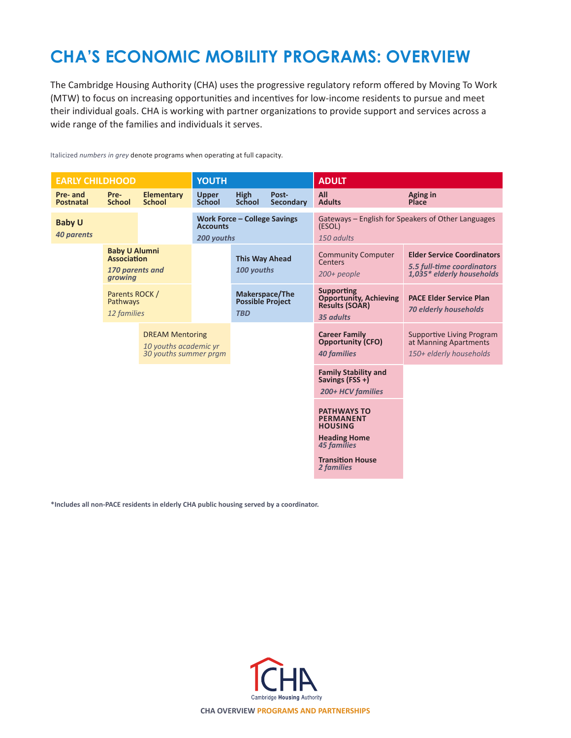# CHA'S ECONOMIC MOBILITY PROGRAMS: OVERVIEW

The Cambridge Housing Authority (CHA) uses the progressive regulatory reform offered by Moving To Work (MTW) to focus on increasing opportunities and incentives for low-income residents to pursue and meet their individual goals. CHA is working with partner organizations to provide support and services across a wide range of the families and individuals it serves.

Italicized *numbers in grey* denote programs when operating at full capacity.

| EARLY CHILDHOOD | | | YOUTH | | | ADULT | |
|---|---|---|---|---|---|---|---|
| **Pre- and Postnatal** | **Pre-School** | **Elementary School** | **Upper School** | **High School** | **Post-Secondary** | **All Adults** | **Aging in Place** |
| **Baby U** *40 parents* | **Baby U** *40 parents* | | **Work Force – College Savings Accounts** *200 youths* | **Work Force – College Savings Accounts** *200 youths* | **Work Force – College Savings Accounts** *200 youths* | Gateways – English for Speakers of Other Languages (ESOL) *150 adults* | Gateways – English for Speakers of Other Languages (ESOL) *150 adults* |
| | **Baby U Alumni Association** *170 parents and growing* | **Baby U Alumni Association** *170 parents and growing* | | **This Way Ahead** *100 youths* | **This Way Ahead** *100 youths* | Community Computer Centers *200+ people* | **Elder Service Coordinators** *5.5 full-time coordinators 1,035\* elderly households* |
| | Parents ROCK / Pathways *12 families* | Parents ROCK / Pathways *12 families* | | **Makerspace/The Possible Project** *TBD* | **Makerspace/The Possible Project** *TBD* | **Supporting Opportunity, Achieving Results (SOAR)** *35 adults* | **PACE Elder Service Plan** *70 elderly households* |
| | | DREAM Mentoring *10 youths academic yr 30 youths summer prgm* | DREAM Mentoring *10 youths academic yr 30 youths summer prgm* | | | **Career Family Opportunity (CFO)** *40 families* | Supportive Living Program at Manning Apartments *150+ elderly households* |
| | | | | | | **Family Stability and Savings (FSS +)** *200+ HCV families* | |
| | | | | | | **PATHWAYS TO PERMANENT HOUSING** **Heading Home** *45 families* **Transition House** *2 families* | |

**\*Includes all non-PACE residents in elderly CHA public housing served by a coordinator.**

CHA Cambridge Housing Authority

CHA OVERVIEW PROGRAMS AND PARTNERSHIPS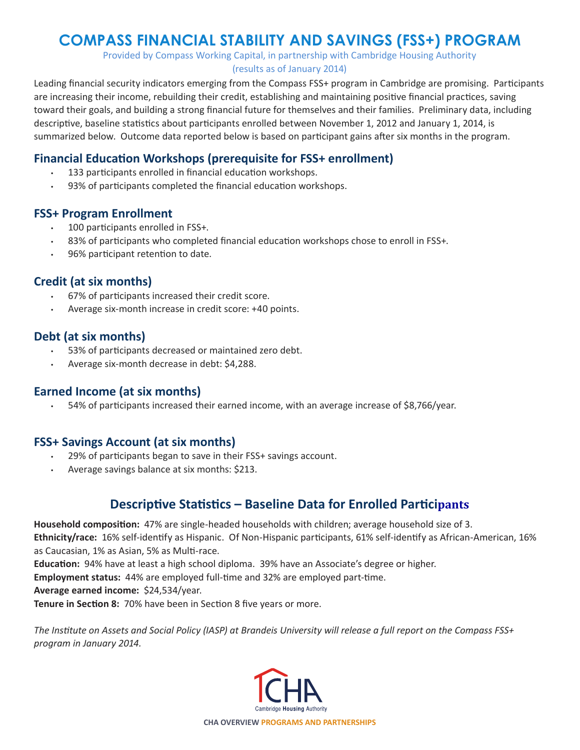# COMPASS FINANCIAL STABILITY AND SAVINGS (FSS+) PROGRAM

Provided by Compass Working Capital, in partnership with Cambridge Housing Authority
(results as of January 2014)

Leading financial security indicators emerging from the Compass FSS+ program in Cambridge are promising. Participants are increasing their income, rebuilding their credit, establishing and maintaining positive financial practices, saving toward their goals, and building a strong financial future for themselves and their families. Preliminary data, including descriptive, baseline statistics about participants enrolled between November 1, 2012 and January 1, 2014, is summarized below. Outcome data reported below is based on participant gains after six months in the program.

## Financial Education Workshops (prerequisite for FSS+ enrollment)

- 133 participants enrolled in financial education workshops.
- 93% of participants completed the financial education workshops.

## FSS+ Program Enrollment

- 100 participants enrolled in FSS+.
- 83% of participants who completed financial education workshops chose to enroll in FSS+.
- 96% participant retention to date.

## Credit (at six months)

- 67% of participants increased their credit score.
- Average six-month increase in credit score: +40 points.

## Debt (at six months)

- 53% of participants decreased or maintained zero debt.
- Average six-month decrease in debt: $4,288.

## Earned Income (at six months)

- 54% of participants increased their earned income, with an average increase of $8,766/year.

## FSS+ Savings Account (at six months)

- 29% of participants began to save in their FSS+ savings account.
- Average savings balance at six months: $213.

## Descriptive Statistics – Baseline Data for Enrolled Participants

**Household composition:** 47% are single-headed households with children; average household size of 3.
**Ethnicity/race:** 16% self-identify as Hispanic. Of Non-Hispanic participants, 61% self-identify as African-American, 16% as Caucasian, 1% as Asian, 5% as Multi-race.
**Education:** 94% have at least a high school diploma. 39% have an Associate's degree or higher.
**Employment status:** 44% are employed full-time and 32% are employed part-time.
**Average earned income:** $24,534/year.
**Tenure in Section 8:** 70% have been in Section 8 five years or more.

*The Institute on Assets and Social Policy (IASP) at Brandeis University will release a full report on the Compass FSS+ program in January 2014.*

CHA
Cambridge Housing Authority

CHA OVERVIEW PROGRAMS AND PARTNERSHIPS